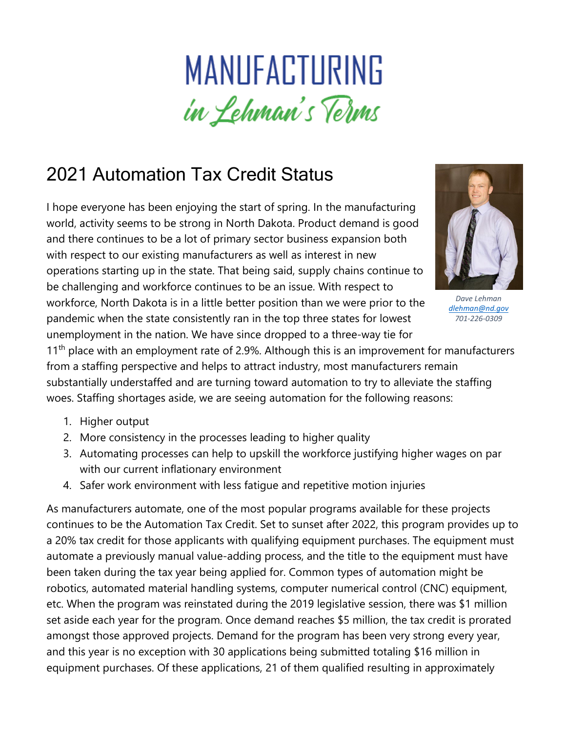# MANUFACTURING
## *in Lehman's Terms*

## 2021 Automation Tax Credit Status

*Dave Lehman*
*dlehman@nd.gov*
*701-226-0309*

I hope everyone has been enjoying the start of spring. In the manufacturing world, activity seems to be strong in North Dakota. Product demand is good and there continues to be a lot of primary sector business expansion both with respect to our existing manufacturers as well as interest in new operations starting up in the state. That being said, supply chains continue to be challenging and workforce continues to be an issue. With respect to workforce, North Dakota is in a little better position than we were prior to the pandemic when the state consistently ran in the top three states for lowest unemployment in the nation. We have since dropped to a three-way tie for 11th place with an employment rate of 2.9%. Although this is an improvement for manufacturers from a staffing perspective and helps to attract industry, most manufacturers remain substantially understaffed and are turning toward automation to try to alleviate the staffing woes. Staffing shortages aside, we are seeing automation for the following reasons:

1. Higher output
2. More consistency in the processes leading to higher quality
3. Automating processes can help to upskill the workforce justifying higher wages on par with our current inflationary environment
4. Safer work environment with less fatigue and repetitive motion injuries

As manufacturers automate, one of the most popular programs available for these projects continues to be the Automation Tax Credit. Set to sunset after 2022, this program provides up to a 20% tax credit for those applicants with qualifying equipment purchases. The equipment must automate a previously manual value-adding process, and the title to the equipment must have been taken during the tax year being applied for. Common types of automation might be robotics, automated material handling systems, computer numerical control (CNC) equipment, etc. When the program was reinstated during the 2019 legislative session, there was $1 million set aside each year for the program. Once demand reaches $5 million, the tax credit is prorated amongst those approved projects. Demand for the program has been very strong every year, and this year is no exception with 30 applications being submitted totaling $16 million in equipment purchases. Of these applications, 21 of them qualified resulting in approximately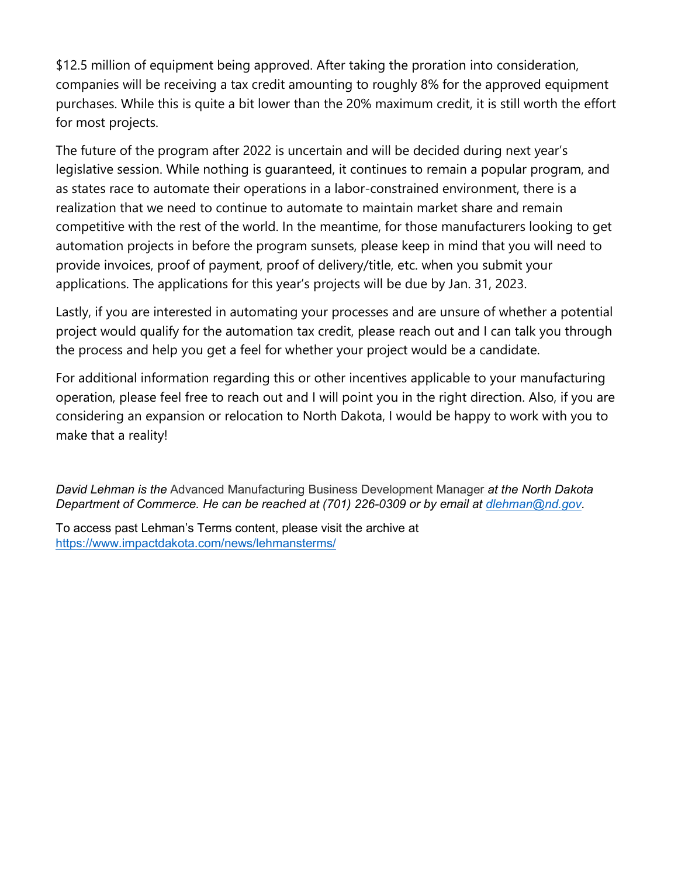$12.5 million of equipment being approved. After taking the proration into consideration, companies will be receiving a tax credit amounting to roughly 8% for the approved equipment purchases. While this is quite a bit lower than the 20% maximum credit, it is still worth the effort for most projects.

The future of the program after 2022 is uncertain and will be decided during next year's legislative session. While nothing is guaranteed, it continues to remain a popular program, and as states race to automate their operations in a labor-constrained environment, there is a realization that we need to continue to automate to maintain market share and remain competitive with the rest of the world. In the meantime, for those manufacturers looking to get automation projects in before the program sunsets, please keep in mind that you will need to provide invoices, proof of payment, proof of delivery/title, etc. when you submit your applications. The applications for this year's projects will be due by Jan. 31, 2023.

Lastly, if you are interested in automating your processes and are unsure of whether a potential project would qualify for the automation tax credit, please reach out and I can talk you through the process and help you get a feel for whether your project would be a candidate.

For additional information regarding this or other incentives applicable to your manufacturing operation, please feel free to reach out and I will point you in the right direction. Also, if you are considering an expansion or relocation to North Dakota, I would be happy to work with you to make that a reality!

*David Lehman is the* Advanced Manufacturing Business Development Manager *at the North Dakota Department of Commerce. He can be reached at (701) 226-0309 or by email at [dlehman@nd.gov](mailto:dlehman@nd.gov).*

To access past Lehman's Terms content, please visit the archive at [https://www.impactdakota.com/news/lehmansterms/](https://www.impactdakota.com/news/lehmansterms/)